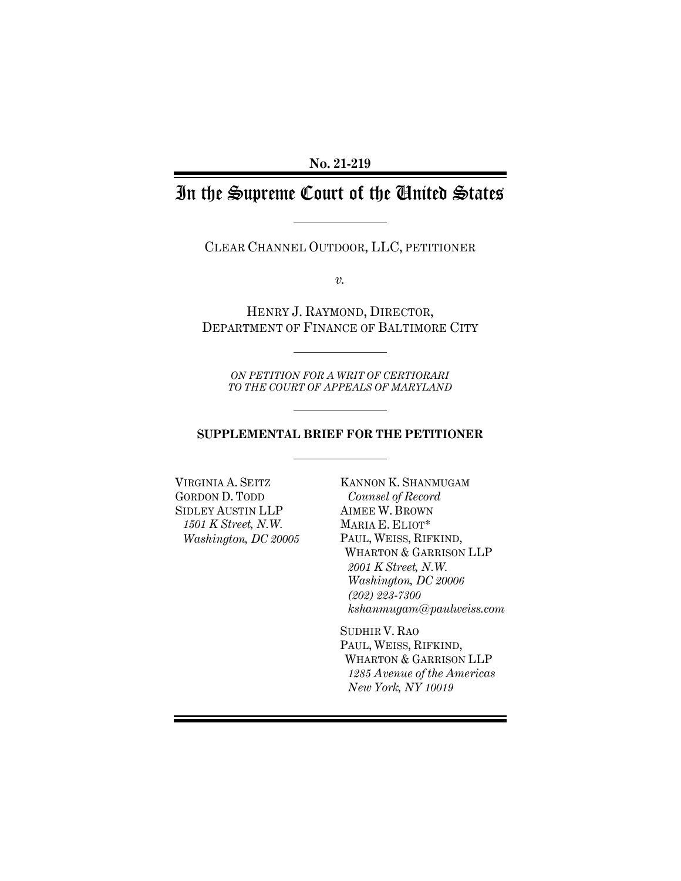**No. 21-219**

# In the Supreme Court of the United States

CLEAR CHANNEL OUTDOOR, LLC, PETITIONER

*v.*

HENRY J. RAYMOND, DIRECTOR, DEPARTMENT OF FINANCE OF BALTIMORE CITY

*ON PETITION FOR A WRIT OF CERTIORARI TO THE COURT OF APPEALS OF MARYLAND*

**SUPPLEMENTAL BRIEF FOR THE PETITIONER**

VIRGINIA A. SEITZ
GORDON D. TODD
SIDLEY AUSTIN LLP
*1501 K Street, N.W.*
*Washington, DC 20005*

KANNON K. SHANMUGAM
*Counsel of Record*
AIMEE W. BROWN
MARIA E. ELIOT*
PAUL, WEISS, RIFKIND, WHARTON & GARRISON LLP
*2001 K Street, N.W.*
*Washington, DC 20006*
*(202) 223-7300*
*kshanmugam@paulweiss.com*

SUDHIR V. RAO
PAUL, WEISS, RIFKIND, WHARTON & GARRISON LLP
*1285 Avenue of the Americas*
*New York, NY 10019*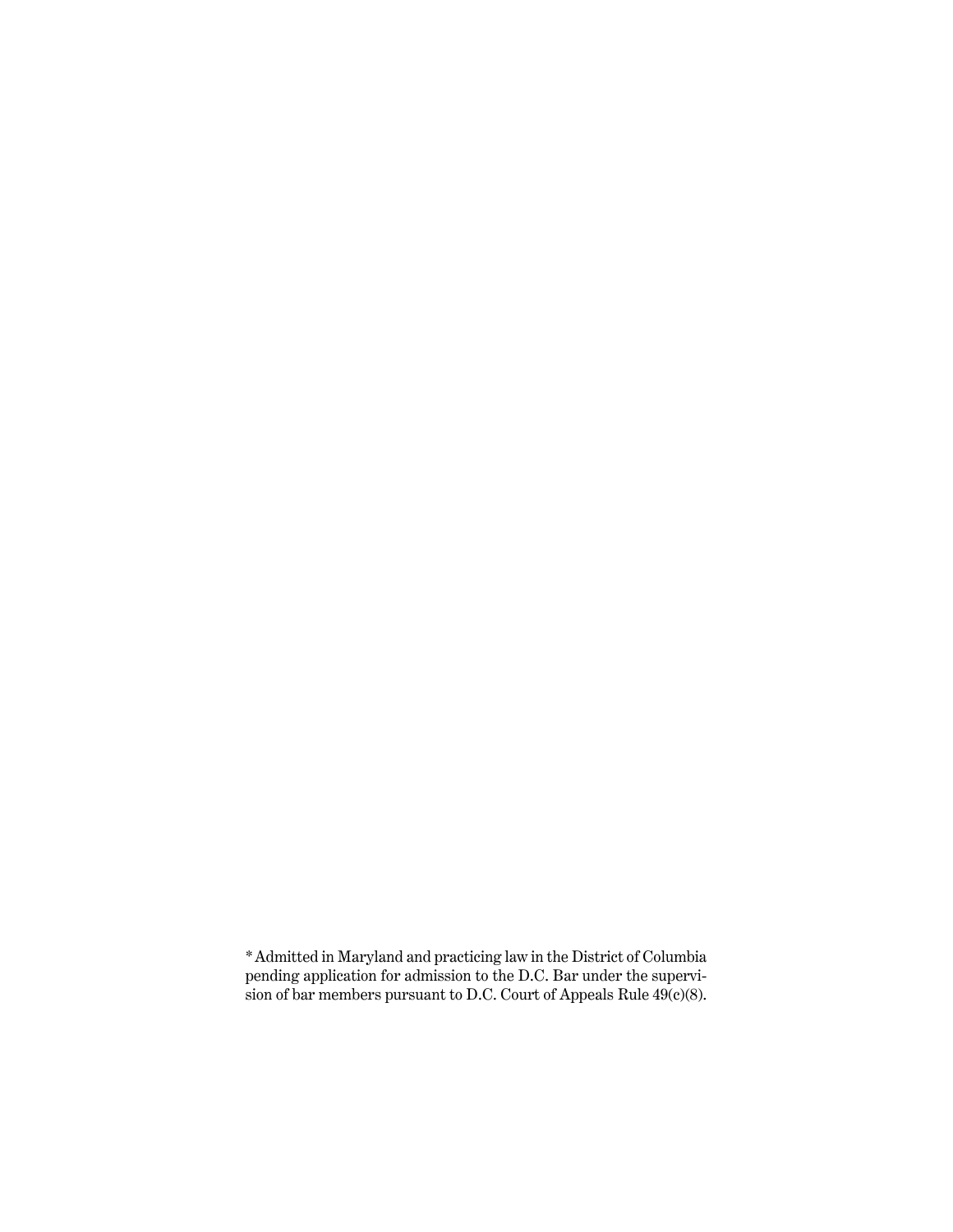* Admitted in Maryland and practicing law in the District of Columbia pending application for admission to the D.C. Bar under the supervision of bar members pursuant to D.C. Court of Appeals Rule 49(c)(8).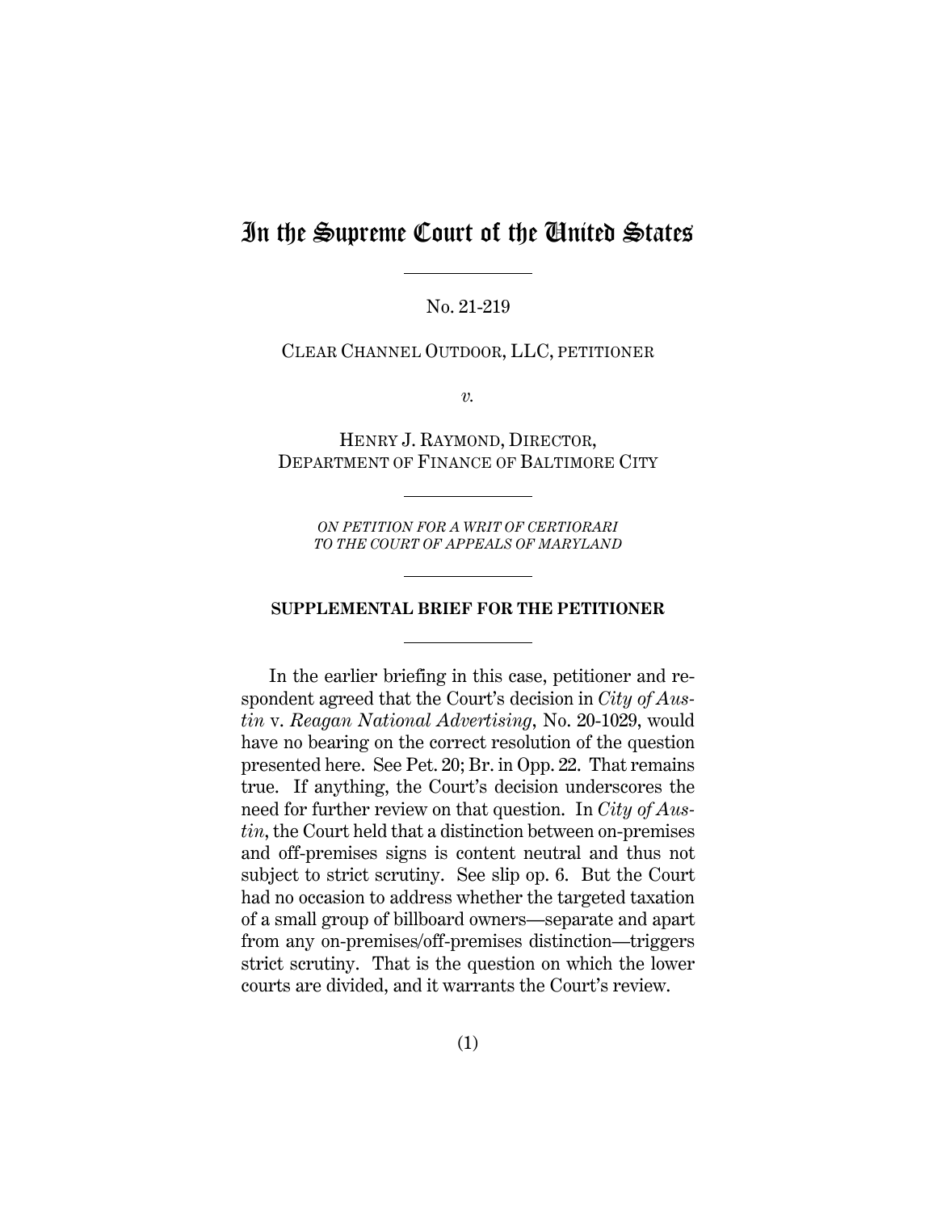# In the Supreme Court of the United States

No. 21-219

CLEAR CHANNEL OUTDOOR, LLC, PETITIONER

*v.*

HENRY J. RAYMOND, DIRECTOR,
DEPARTMENT OF FINANCE OF BALTIMORE CITY

*ON PETITION FOR A WRIT OF CERTIORARI TO THE COURT OF APPEALS OF MARYLAND*

**SUPPLEMENTAL BRIEF FOR THE PETITIONER**

In the earlier briefing in this case, petitioner and respondent agreed that the Court's decision in *City of Austin* v. *Reagan National Advertising*, No. 20-1029, would have no bearing on the correct resolution of the question presented here. See Pet. 20; Br. in Opp. 22. That remains true. If anything, the Court's decision underscores the need for further review on that question. In *City of Austin*, the Court held that a distinction between on-premises and off-premises signs is content neutral and thus not subject to strict scrutiny. See slip op. 6. But the Court had no occasion to address whether the targeted taxation of a small group of billboard owners—separate and apart from any on-premises/off-premises distinction—triggers strict scrutiny. That is the question on which the lower courts are divided, and it warrants the Court's review.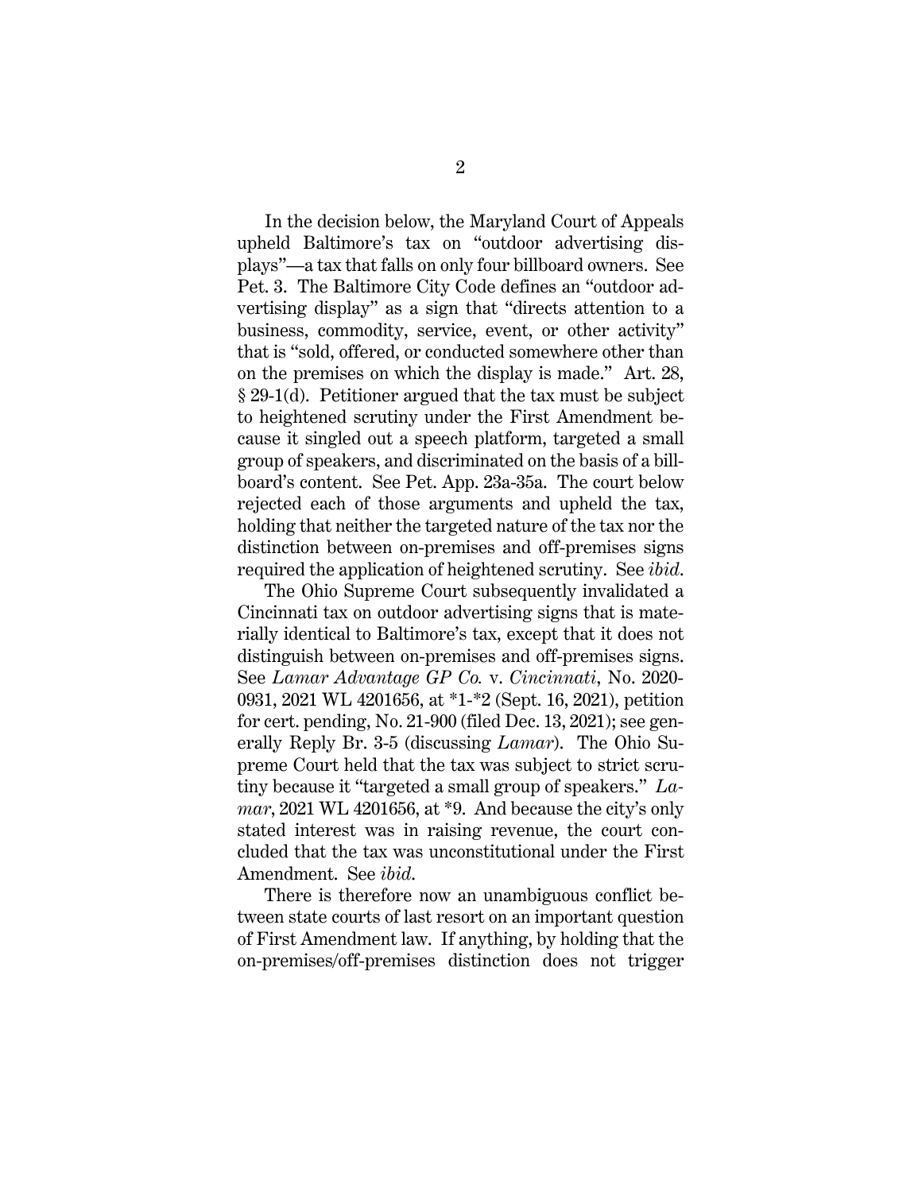In the decision below, the Maryland Court of Appeals upheld Baltimore's tax on "outdoor advertising displays"—a tax that falls on only four billboard owners. See Pet. 3. The Baltimore City Code defines an "outdoor advertising display" as a sign that "directs attention to a business, commodity, service, event, or other activity" that is "sold, offered, or conducted somewhere other than on the premises on which the display is made." Art. 28, § 29-1(d). Petitioner argued that the tax must be subject to heightened scrutiny under the First Amendment because it singled out a speech platform, targeted a small group of speakers, and discriminated on the basis of a billboard's content. See Pet. App. 23a-35a. The court below rejected each of those arguments and upheld the tax, holding that neither the targeted nature of the tax nor the distinction between on-premises and off-premises signs required the application of heightened scrutiny. See *ibid*.

The Ohio Supreme Court subsequently invalidated a Cincinnati tax on outdoor advertising signs that is materially identical to Baltimore's tax, except that it does not distinguish between on-premises and off-premises signs. See *Lamar Advantage GP Co.* v. *Cincinnati*, No. 2020-0931, 2021 WL 4201656, at *1-*2 (Sept. 16, 2021), petition for cert. pending, No. 21-900 (filed Dec. 13, 2021); see generally Reply Br. 3-5 (discussing *Lamar*). The Ohio Supreme Court held that the tax was subject to strict scrutiny because it "targeted a small group of speakers." *Lamar*, 2021 WL 4201656, at *9. And because the city's only stated interest was in raising revenue, the court concluded that the tax was unconstitutional under the First Amendment. See *ibid*.

There is therefore now an unambiguous conflict between state courts of last resort on an important question of First Amendment law. If anything, by holding that the on-premises/off-premises distinction does not trigger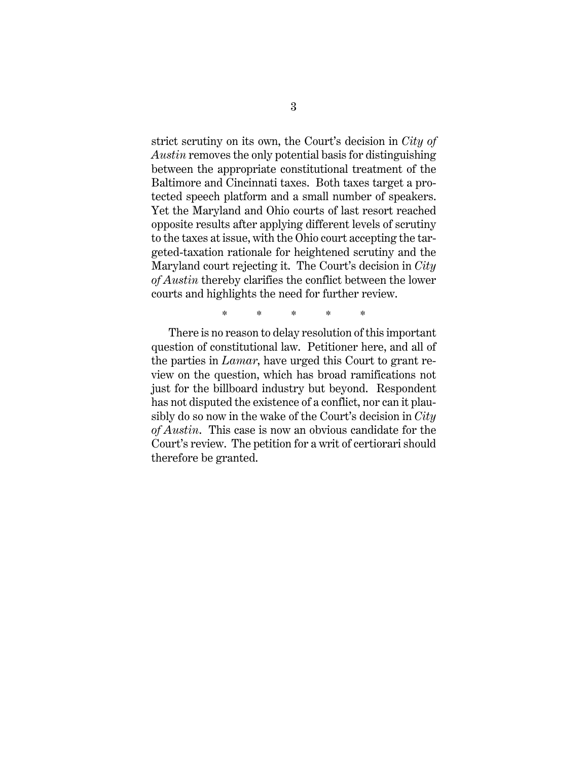strict scrutiny on its own, the Court's decision in *City of Austin* removes the only potential basis for distinguishing between the appropriate constitutional treatment of the Baltimore and Cincinnati taxes. Both taxes target a protected speech platform and a small number of speakers. Yet the Maryland and Ohio courts of last resort reached opposite results after applying different levels of scrutiny to the taxes at issue, with the Ohio court accepting the targeted-taxation rationale for heightened scrutiny and the Maryland court rejecting it. The Court's decision in *City of Austin* thereby clarifies the conflict between the lower courts and highlights the need for further review.

\* \* \* \* \*

There is no reason to delay resolution of this important question of constitutional law. Petitioner here, and all of the parties in *Lamar*, have urged this Court to grant review on the question, which has broad ramifications not just for the billboard industry but beyond. Respondent has not disputed the existence of a conflict, nor can it plausibly do so now in the wake of the Court's decision in *City of Austin*. This case is now an obvious candidate for the Court's review. The petition for a writ of certiorari should therefore be granted.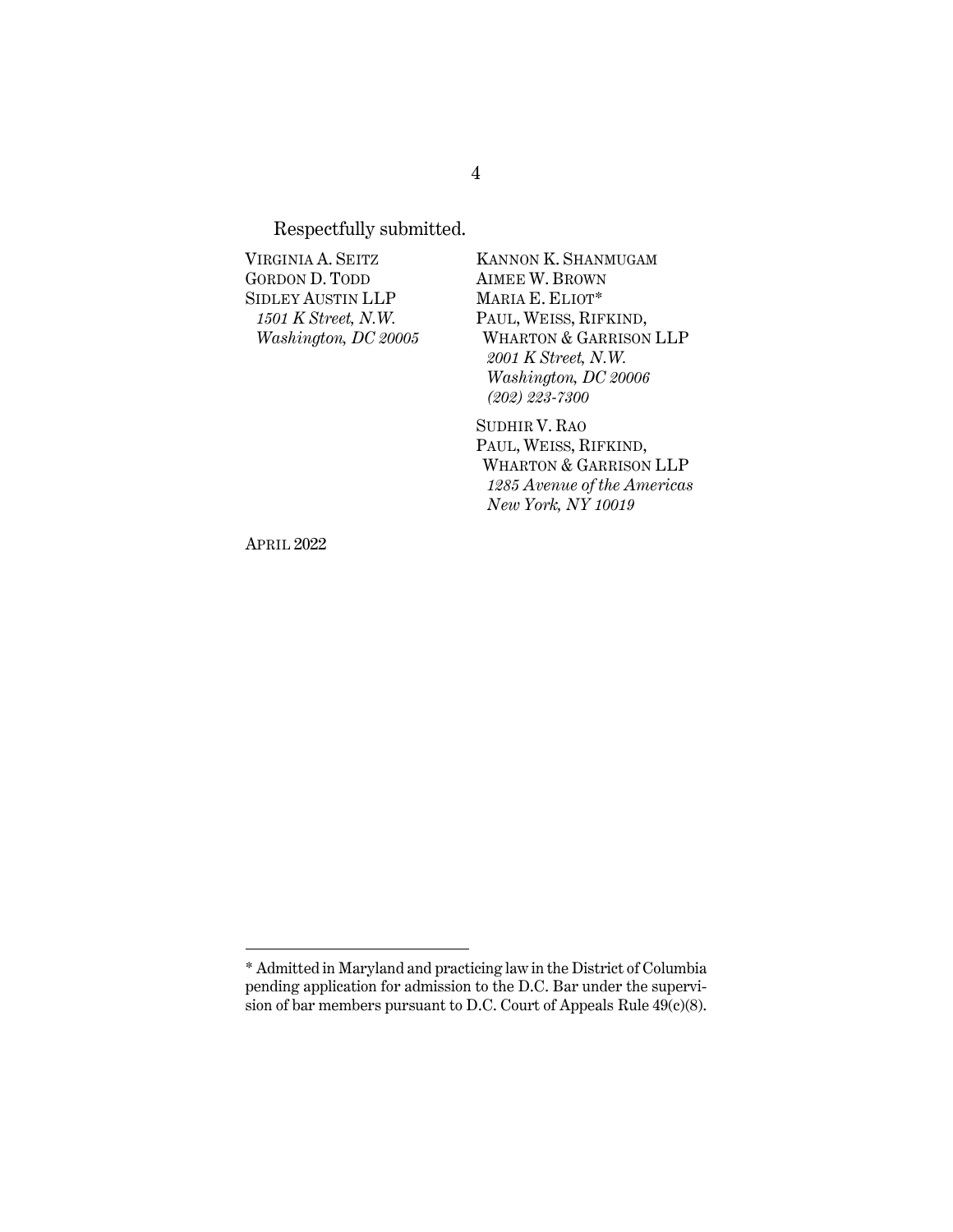Respectfully submitted.

VIRGINIA A. SEITZ
GORDON D. TODD
SIDLEY AUSTIN LLP
*1501 K Street, N.W.*
*Washington, DC 20005*

KANNON K. SHANMUGAM
AIMEE W. BROWN
MARIA E. ELIOT*
PAUL, WEISS, RIFKIND,
WHARTON & GARRISON LLP
*2001 K Street, N.W.*
*Washington, DC 20006*
*(202) 223-7300*

SUDHIR V. RAO
PAUL, WEISS, RIFKIND,
WHARTON & GARRISON LLP
*1285 Avenue of the Americas*
*New York, NY 10019*

APRIL 2022

---

* Admitted in Maryland and practicing law in the District of Columbia pending application for admission to the D.C. Bar under the supervision of bar members pursuant to D.C. Court of Appeals Rule 49(c)(8).